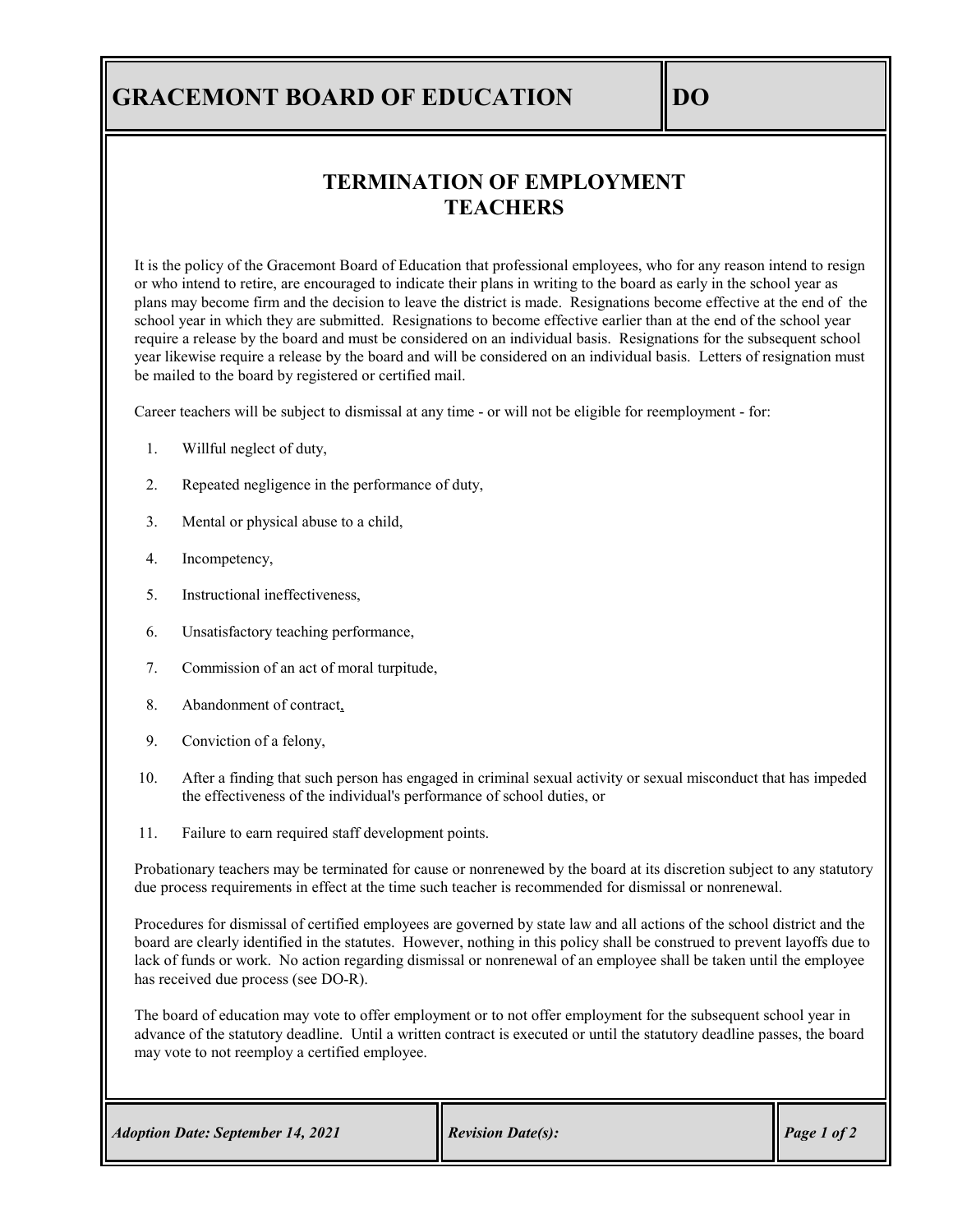# GRACEMONT BOARD OF EDUCATION — DO

## TERMINATION OF EMPLOYMENT TEACHERS

It is the policy of the Gracemont Board of Education that professional employees, who for any reason intend to resign or who intend to retire, are encouraged to indicate their plans in writing to the board as early in the school year as plans may become firm and the decision to leave the district is made. Resignations become effective at the end of the school year in which they are submitted. Resignations to become effective earlier than at the end of the school year require a release by the board and must be considered on an individual basis. Resignations for the subsequent school year likewise require a release by the board and will be considered on an individual basis. Letters of resignation must be mailed to the board by registered or certified mail.

Career teachers will be subject to dismissal at any time - or will not be eligible for reemployment - for:

1. Willful neglect of duty,
2. Repeated negligence in the performance of duty,
3. Mental or physical abuse to a child,
4. Incompetency,
5. Instructional ineffectiveness,
6. Unsatisfactory teaching performance,
7. Commission of an act of moral turpitude,
8. Abandonment of contract,
9. Conviction of a felony,
10. After a finding that such person has engaged in criminal sexual activity or sexual misconduct that has impeded the effectiveness of the individual's performance of school duties, or
11. Failure to earn required staff development points.

Probationary teachers may be terminated for cause or nonrenewed by the board at its discretion subject to any statutory due process requirements in effect at the time such teacher is recommended for dismissal or nonrenewal.

Procedures for dismissal of certified employees are governed by state law and all actions of the school district and the board are clearly identified in the statutes. However, nothing in this policy shall be construed to prevent layoffs due to lack of funds or work. No action regarding dismissal or nonrenewal of an employee shall be taken until the employee has received due process (see DO-R).

The board of education may vote to offer employment or to not offer employment for the subsequent school year in advance of the statutory deadline. Until a written contract is executed or until the statutory deadline passes, the board may vote to not reemploy a certified employee.

*Adoption Date: September 14, 2021* | *Revision Date(s):*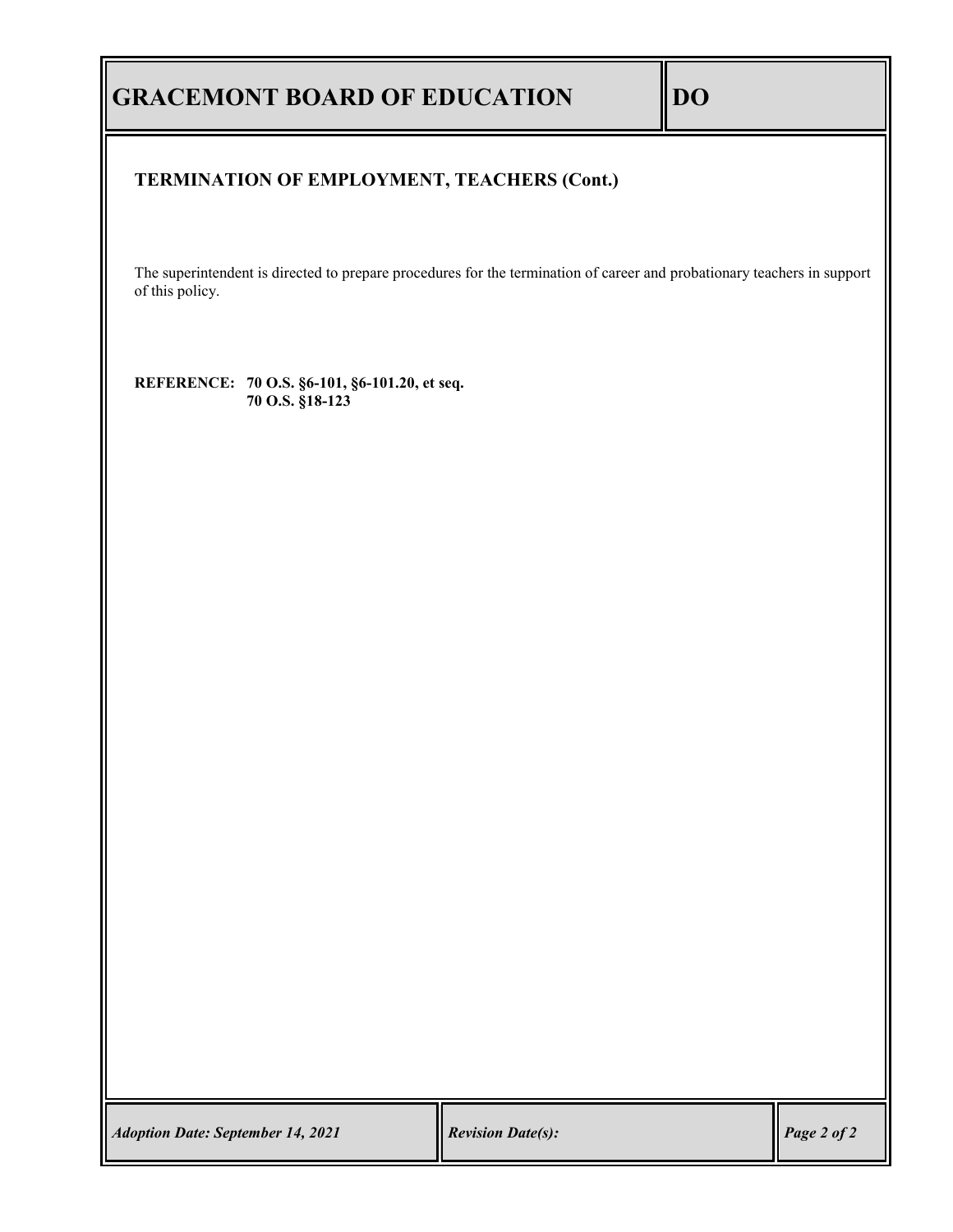## TERMINATION OF EMPLOYMENT, TEACHERS (Cont.)

The superintendent is directed to prepare procedures for the termination of career and probationary teachers in support of this policy.

**REFERENCE: 70 O.S. §6-101, §6-101.20, et seq.**
**70 O.S. §18-123**

*Adoption Date: September 14, 2021* | *Revision Date(s):*